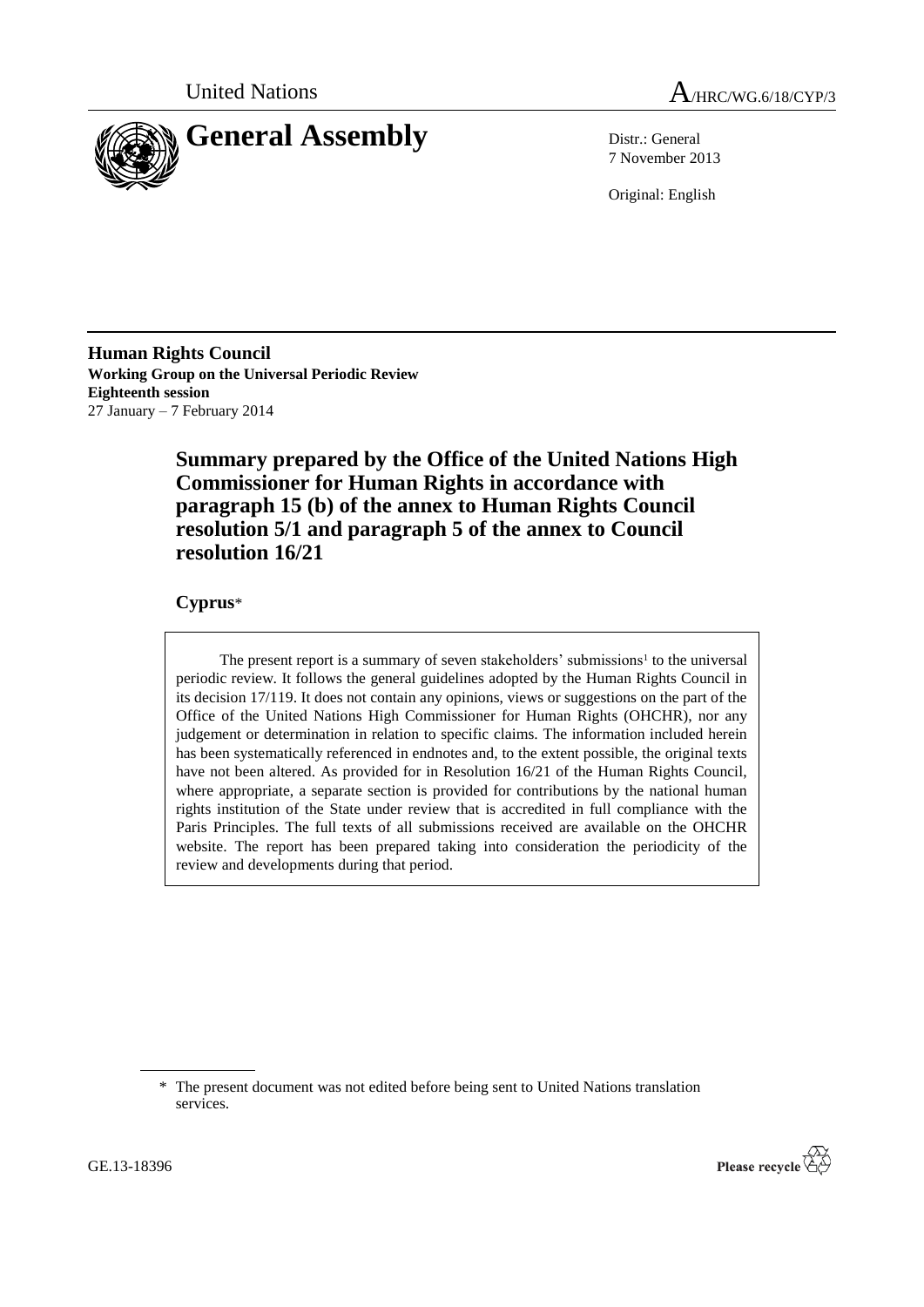United Nations

# A/HRC/WG.6/18/CYP/3

# General Assembly

Distr.: General
7 November 2013

Original: English

**Human Rights Council**
**Working Group on the Universal Periodic Review**
**Eighteenth session**
27 January – 7 February 2014

## Summary prepared by the Office of the United Nations High Commissioner for Human Rights in accordance with paragraph 15 (b) of the annex to Human Rights Council resolution 5/1 and paragraph 5 of the annex to Council resolution 16/21

### Cyprus*

The present report is a summary of seven stakeholders' submissions[1] to the universal periodic review. It follows the general guidelines adopted by the Human Rights Council in its decision 17/119. It does not contain any opinions, views or suggestions on the part of the Office of the United Nations High Commissioner for Human Rights (OHCHR), nor any judgement or determination in relation to specific claims. The information included herein has been systematically referenced in endnotes and, to the extent possible, the original texts have not been altered. As provided for in Resolution 16/21 of the Human Rights Council, where appropriate, a separate section is provided for contributions by the national human rights institution of the State under review that is accredited in full compliance with the Paris Principles. The full texts of all submissions received are available on the OHCHR website. The report has been prepared taking into consideration the periodicity of the review and developments during that period.

\* The present document was not edited before being sent to United Nations translation services.

GE.13-18396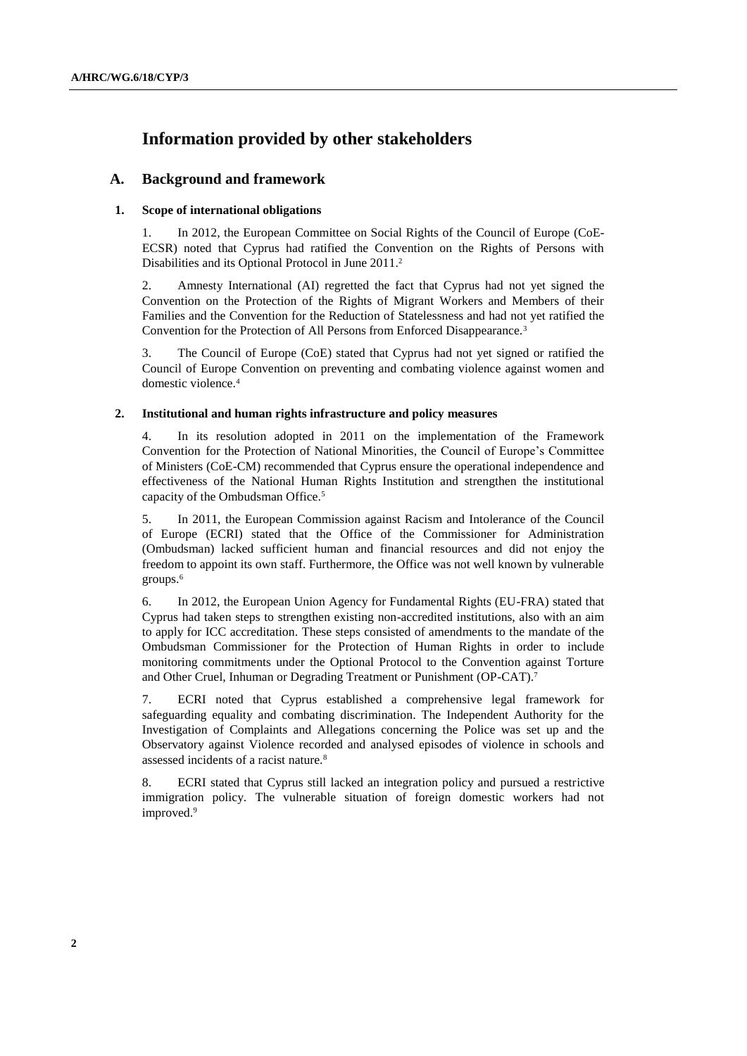# Information provided by other stakeholders

## A. Background and framework

### 1. Scope of international obligations

1. In 2012, the European Committee on Social Rights of the Council of Europe (CoE-ECSR) noted that Cyprus had ratified the Convention on the Rights of Persons with Disabilities and its Optional Protocol in June 2011.[2]

2. Amnesty International (AI) regretted the fact that Cyprus had not yet signed the Convention on the Protection of the Rights of Migrant Workers and Members of their Families and the Convention for the Reduction of Statelessness and had not yet ratified the Convention for the Protection of All Persons from Enforced Disappearance.[3]

3. The Council of Europe (CoE) stated that Cyprus had not yet signed or ratified the Council of Europe Convention on preventing and combating violence against women and domestic violence.[4]

### 2. Institutional and human rights infrastructure and policy measures

4. In its resolution adopted in 2011 on the implementation of the Framework Convention for the Protection of National Minorities, the Council of Europe's Committee of Ministers (CoE-CM) recommended that Cyprus ensure the operational independence and effectiveness of the National Human Rights Institution and strengthen the institutional capacity of the Ombudsman Office.[5]

5. In 2011, the European Commission against Racism and Intolerance of the Council of Europe (ECRI) stated that the Office of the Commissioner for Administration (Ombudsman) lacked sufficient human and financial resources and did not enjoy the freedom to appoint its own staff. Furthermore, the Office was not well known by vulnerable groups.[6]

6. In 2012, the European Union Agency for Fundamental Rights (EU-FRA) stated that Cyprus had taken steps to strengthen existing non-accredited institutions, also with an aim to apply for ICC accreditation. These steps consisted of amendments to the mandate of the Ombudsman Commissioner for the Protection of Human Rights in order to include monitoring commitments under the Optional Protocol to the Convention against Torture and Other Cruel, Inhuman or Degrading Treatment or Punishment (OP-CAT).[7]

7. ECRI noted that Cyprus established a comprehensive legal framework for safeguarding equality and combating discrimination. The Independent Authority for the Investigation of Complaints and Allegations concerning the Police was set up and the Observatory against Violence recorded and analysed episodes of violence in schools and assessed incidents of a racist nature.[8]

8. ECRI stated that Cyprus still lacked an integration policy and pursued a restrictive immigration policy. The vulnerable situation of foreign domestic workers had not improved.[9]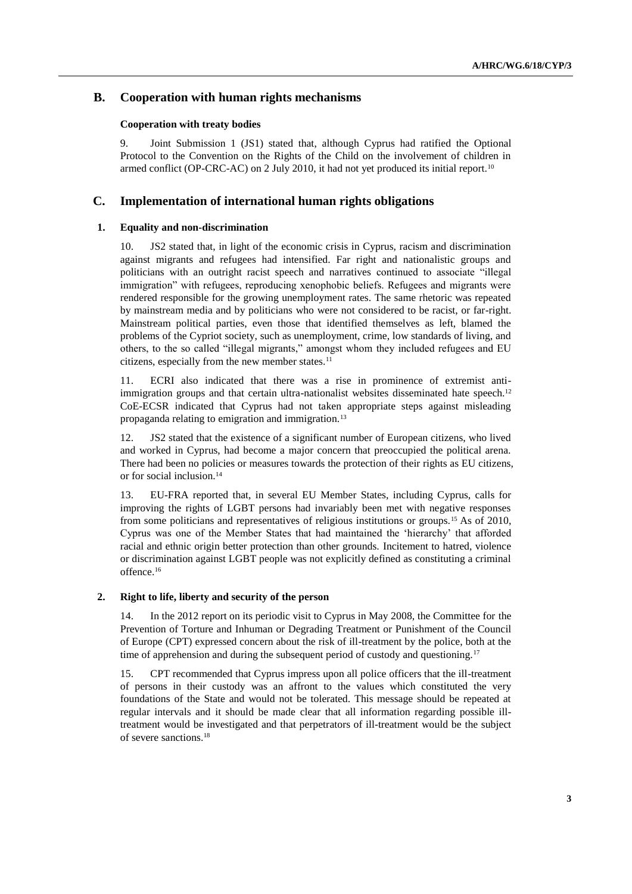## B. Cooperation with human rights mechanisms

### Cooperation with treaty bodies

9. Joint Submission 1 (JS1) stated that, although Cyprus had ratified the Optional Protocol to the Convention on the Rights of the Child on the involvement of children in armed conflict (OP-CRC-AC) on 2 July 2010, it had not yet produced its initial report.[10]

## C. Implementation of international human rights obligations

### 1. Equality and non-discrimination

10. JS2 stated that, in light of the economic crisis in Cyprus, racism and discrimination against migrants and refugees had intensified. Far right and nationalistic groups and politicians with an outright racist speech and narratives continued to associate "illegal immigration" with refugees, reproducing xenophobic beliefs. Refugees and migrants were rendered responsible for the growing unemployment rates. The same rhetoric was repeated by mainstream media and by politicians who were not considered to be racist, or far-right. Mainstream political parties, even those that identified themselves as left, blamed the problems of the Cypriot society, such as unemployment, crime, low standards of living, and others, to the so called "illegal migrants," amongst whom they included refugees and EU citizens, especially from the new member states.[11]

11. ECRI also indicated that there was a rise in prominence of extremist anti-immigration groups and that certain ultra-nationalist websites disseminated hate speech.[12] CoE-ECSR indicated that Cyprus had not taken appropriate steps against misleading propaganda relating to emigration and immigration.[13]

12. JS2 stated that the existence of a significant number of European citizens, who lived and worked in Cyprus, had become a major concern that preoccupied the political arena. There had been no policies or measures towards the protection of their rights as EU citizens, or for social inclusion.[14]

13. EU-FRA reported that, in several EU Member States, including Cyprus, calls for improving the rights of LGBT persons had invariably been met with negative responses from some politicians and representatives of religious institutions or groups.[15] As of 2010, Cyprus was one of the Member States that had maintained the 'hierarchy' that afforded racial and ethnic origin better protection than other grounds. Incitement to hatred, violence or discrimination against LGBT people was not explicitly defined as constituting a criminal offence.[16]

### 2. Right to life, liberty and security of the person

14. In the 2012 report on its periodic visit to Cyprus in May 2008, the Committee for the Prevention of Torture and Inhuman or Degrading Treatment or Punishment of the Council of Europe (CPT) expressed concern about the risk of ill-treatment by the police, both at the time of apprehension and during the subsequent period of custody and questioning.[17]

15. CPT recommended that Cyprus impress upon all police officers that the ill-treatment of persons in their custody was an affront to the values which constituted the very foundations of the State and would not be tolerated. This message should be repeated at regular intervals and it should be made clear that all information regarding possible ill-treatment would be investigated and that perpetrators of ill-treatment would be the subject of severe sanctions.[18]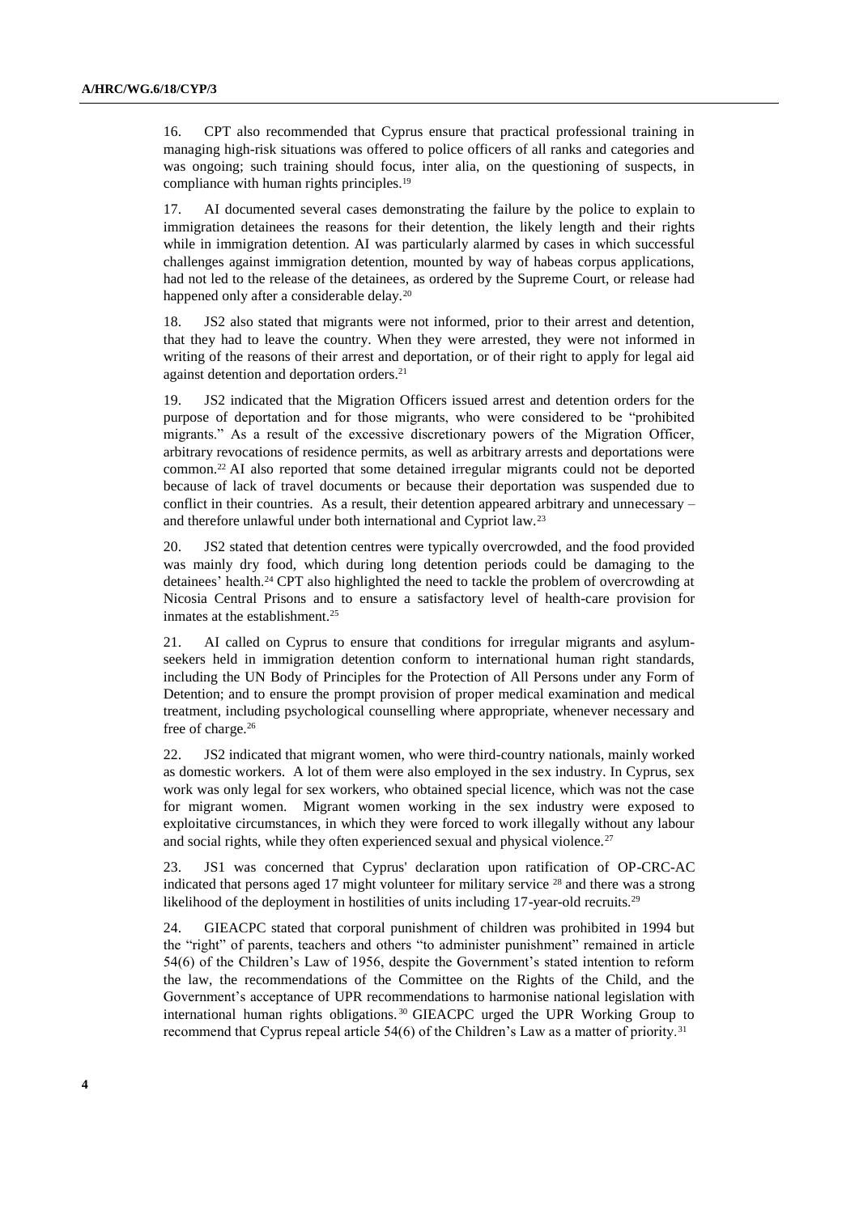16. CPT also recommended that Cyprus ensure that practical professional training in managing high-risk situations was offered to police officers of all ranks and categories and was ongoing; such training should focus, inter alia, on the questioning of suspects, in compliance with human rights principles.[19]

17. AI documented several cases demonstrating the failure by the police to explain to immigration detainees the reasons for their detention, the likely length and their rights while in immigration detention. AI was particularly alarmed by cases in which successful challenges against immigration detention, mounted by way of habeas corpus applications, had not led to the release of the detainees, as ordered by the Supreme Court, or release had happened only after a considerable delay.[20]

18. JS2 also stated that migrants were not informed, prior to their arrest and detention, that they had to leave the country. When they were arrested, they were not informed in writing of the reasons of their arrest and deportation, or of their right to apply for legal aid against detention and deportation orders.[21]

19. JS2 indicated that the Migration Officers issued arrest and detention orders for the purpose of deportation and for those migrants, who were considered to be "prohibited migrants." As a result of the excessive discretionary powers of the Migration Officer, arbitrary revocations of residence permits, as well as arbitrary arrests and deportations were common.[22] AI also reported that some detained irregular migrants could not be deported because of lack of travel documents or because their deportation was suspended due to conflict in their countries. As a result, their detention appeared arbitrary and unnecessary – and therefore unlawful under both international and Cypriot law.[23]

20. JS2 stated that detention centres were typically overcrowded, and the food provided was mainly dry food, which during long detention periods could be damaging to the detainees' health.[24] CPT also highlighted the need to tackle the problem of overcrowding at Nicosia Central Prisons and to ensure a satisfactory level of health-care provision for inmates at the establishment.[25]

21. AI called on Cyprus to ensure that conditions for irregular migrants and asylum-seekers held in immigration detention conform to international human right standards, including the UN Body of Principles for the Protection of All Persons under any Form of Detention; and to ensure the prompt provision of proper medical examination and medical treatment, including psychological counselling where appropriate, whenever necessary and free of charge.[26]

22. JS2 indicated that migrant women, who were third-country nationals, mainly worked as domestic workers. A lot of them were also employed in the sex industry. In Cyprus, sex work was only legal for sex workers, who obtained special licence, which was not the case for migrant women. Migrant women working in the sex industry were exposed to exploitative circumstances, in which they were forced to work illegally without any labour and social rights, while they often experienced sexual and physical violence.[27]

23. JS1 was concerned that Cyprus' declaration upon ratification of OP-CRC-AC indicated that persons aged 17 might volunteer for military service [28] and there was a strong likelihood of the deployment in hostilities of units including 17-year-old recruits.[29]

24. GIEACPC stated that corporal punishment of children was prohibited in 1994 but the "right" of parents, teachers and others "to administer punishment" remained in article 54(6) of the Children's Law of 1956, despite the Government's stated intention to reform the law, the recommendations of the Committee on the Rights of the Child, and the Government's acceptance of UPR recommendations to harmonise national legislation with international human rights obligations.[30] GIEACPC urged the UPR Working Group to recommend that Cyprus repeal article 54(6) of the Children's Law as a matter of priority.[31]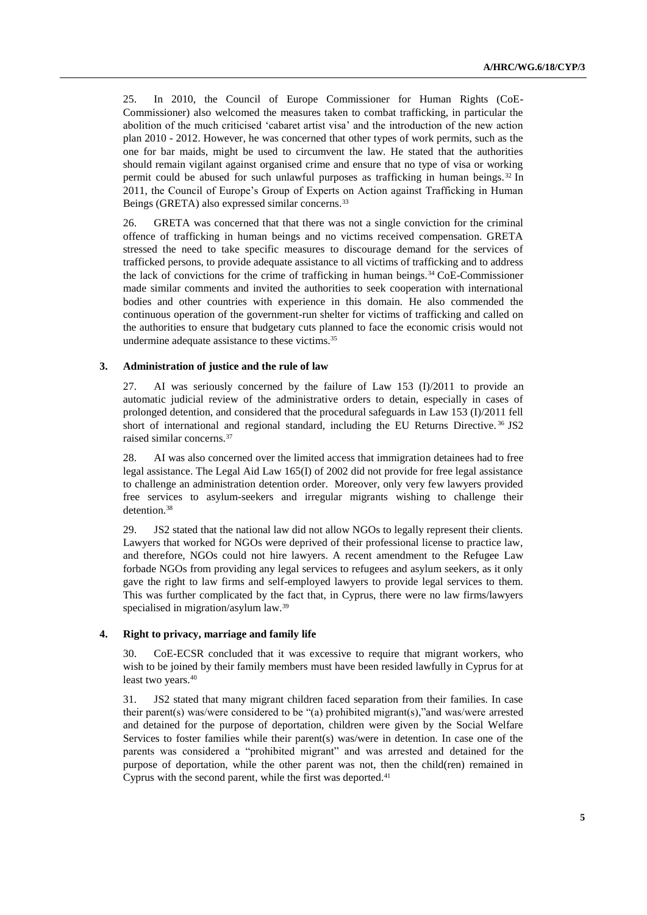25. In 2010, the Council of Europe Commissioner for Human Rights (CoE-Commissioner) also welcomed the measures taken to combat trafficking, in particular the abolition of the much criticised 'cabaret artist visa' and the introduction of the new action plan 2010 - 2012. However, he was concerned that other types of work permits, such as the one for bar maids, might be used to circumvent the law. He stated that the authorities should remain vigilant against organised crime and ensure that no type of visa or working permit could be abused for such unlawful purposes as trafficking in human beings.[32] In 2011, the Council of Europe's Group of Experts on Action against Trafficking in Human Beings (GRETA) also expressed similar concerns.[33]

26. GRETA was concerned that that there was not a single conviction for the criminal offence of trafficking in human beings and no victims received compensation. GRETA stressed the need to take specific measures to discourage demand for the services of trafficked persons, to provide adequate assistance to all victims of trafficking and to address the lack of convictions for the crime of trafficking in human beings.[34] CoE-Commissioner made similar comments and invited the authorities to seek cooperation with international bodies and other countries with experience in this domain. He also commended the continuous operation of the government-run shelter for victims of trafficking and called on the authorities to ensure that budgetary cuts planned to face the economic crisis would not undermine adequate assistance to these victims.[35]

### 3. Administration of justice and the rule of law

27. AI was seriously concerned by the failure of Law 153 (I)/2011 to provide an automatic judicial review of the administrative orders to detain, especially in cases of prolonged detention, and considered that the procedural safeguards in Law 153 (I)/2011 fell short of international and regional standard, including the EU Returns Directive.[36] JS2 raised similar concerns.[37]

28. AI was also concerned over the limited access that immigration detainees had to free legal assistance. The Legal Aid Law 165(I) of 2002 did not provide for free legal assistance to challenge an administration detention order. Moreover, only very few lawyers provided free services to asylum-seekers and irregular migrants wishing to challenge their detention.[38]

29. JS2 stated that the national law did not allow NGOs to legally represent their clients. Lawyers that worked for NGOs were deprived of their professional license to practice law, and therefore, NGOs could not hire lawyers. A recent amendment to the Refugee Law forbade NGOs from providing any legal services to refugees and asylum seekers, as it only gave the right to law firms and self-employed lawyers to provide legal services to them. This was further complicated by the fact that, in Cyprus, there were no law firms/lawyers specialised in migration/asylum law.[39]

### 4. Right to privacy, marriage and family life

30. CoE-ECSR concluded that it was excessive to require that migrant workers, who wish to be joined by their family members must have been resided lawfully in Cyprus for at least two years.[40]

31. JS2 stated that many migrant children faced separation from their families. In case their parent(s) was/were considered to be "(a) prohibited migrant(s),"and was/were arrested and detained for the purpose of deportation, children were given by the Social Welfare Services to foster families while their parent(s) was/were in detention. In case one of the parents was considered a "prohibited migrant" and was arrested and detained for the purpose of deportation, while the other parent was not, then the child(ren) remained in Cyprus with the second parent, while the first was deported.[41]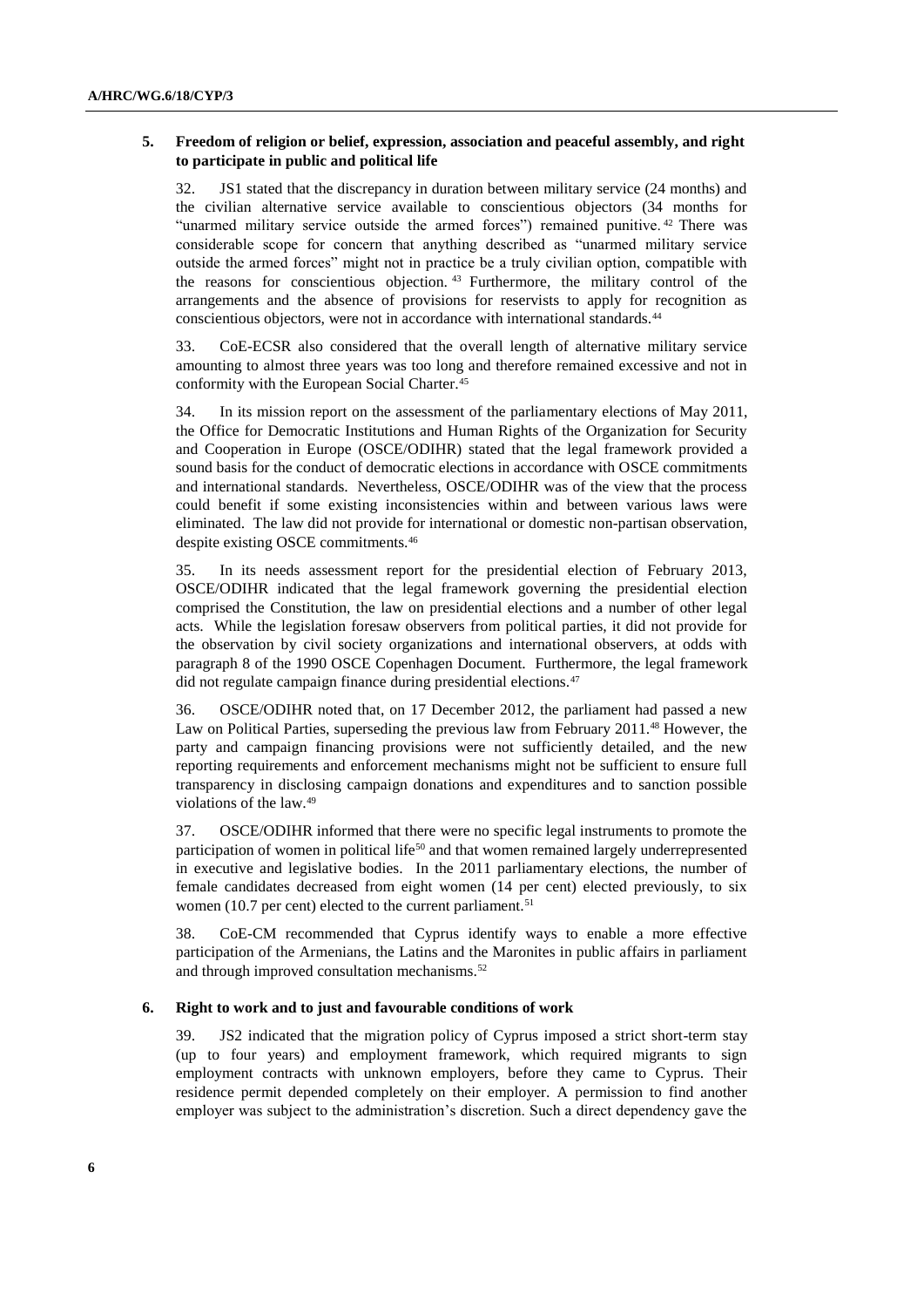### 5. Freedom of religion or belief, expression, association and peaceful assembly, and right to participate in public and political life

32. JS1 stated that the discrepancy in duration between military service (24 months) and the civilian alternative service available to conscientious objectors (34 months for "unarmed military service outside the armed forces") remained punitive.[42] There was considerable scope for concern that anything described as "unarmed military service outside the armed forces" might not in practice be a truly civilian option, compatible with the reasons for conscientious objection.[43] Furthermore, the military control of the arrangements and the absence of provisions for reservists to apply for recognition as conscientious objectors, were not in accordance with international standards.[44]

33. CoE-ECSR also considered that the overall length of alternative military service amounting to almost three years was too long and therefore remained excessive and not in conformity with the European Social Charter.[45]

34. In its mission report on the assessment of the parliamentary elections of May 2011, the Office for Democratic Institutions and Human Rights of the Organization for Security and Cooperation in Europe (OSCE/ODIHR) stated that the legal framework provided a sound basis for the conduct of democratic elections in accordance with OSCE commitments and international standards. Nevertheless, OSCE/ODIHR was of the view that the process could benefit if some existing inconsistencies within and between various laws were eliminated. The law did not provide for international or domestic non-partisan observation, despite existing OSCE commitments.[46]

35. In its needs assessment report for the presidential election of February 2013, OSCE/ODIHR indicated that the legal framework governing the presidential election comprised the Constitution, the law on presidential elections and a number of other legal acts. While the legislation foresaw observers from political parties, it did not provide for the observation by civil society organizations and international observers, at odds with paragraph 8 of the 1990 OSCE Copenhagen Document. Furthermore, the legal framework did not regulate campaign finance during presidential elections.[47]

36. OSCE/ODIHR noted that, on 17 December 2012, the parliament had passed a new Law on Political Parties, superseding the previous law from February 2011.[48] However, the party and campaign financing provisions were not sufficiently detailed, and the new reporting requirements and enforcement mechanisms might not be sufficient to ensure full transparency in disclosing campaign donations and expenditures and to sanction possible violations of the law.[49]

37. OSCE/ODIHR informed that there were no specific legal instruments to promote the participation of women in political life[50] and that women remained largely underrepresented in executive and legislative bodies. In the 2011 parliamentary elections, the number of female candidates decreased from eight women (14 per cent) elected previously, to six women (10.7 per cent) elected to the current parliament.[51]

38. CoE-CM recommended that Cyprus identify ways to enable a more effective participation of the Armenians, the Latins and the Maronites in public affairs in parliament and through improved consultation mechanisms.[52]

### 6. Right to work and to just and favourable conditions of work

39. JS2 indicated that the migration policy of Cyprus imposed a strict short-term stay (up to four years) and employment framework, which required migrants to sign employment contracts with unknown employers, before they came to Cyprus. Their residence permit depended completely on their employer. A permission to find another employer was subject to the administration's discretion. Such a direct dependency gave the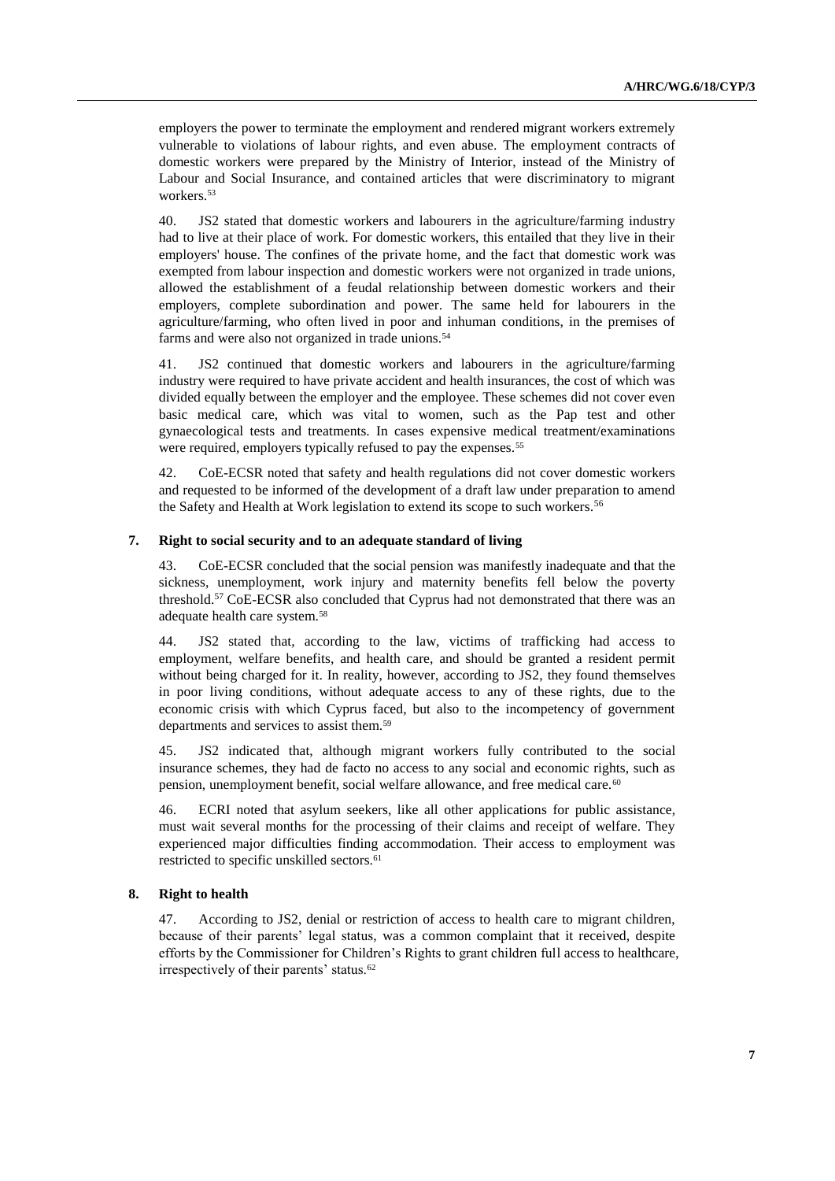employers the power to terminate the employment and rendered migrant workers extremely vulnerable to violations of labour rights, and even abuse. The employment contracts of domestic workers were prepared by the Ministry of Interior, instead of the Ministry of Labour and Social Insurance, and contained articles that were discriminatory to migrant workers.[53]

40. JS2 stated that domestic workers and labourers in the agriculture/farming industry had to live at their place of work. For domestic workers, this entailed that they live in their employers' house. The confines of the private home, and the fact that domestic work was exempted from labour inspection and domestic workers were not organized in trade unions, allowed the establishment of a feudal relationship between domestic workers and their employers, complete subordination and power. The same held for labourers in the agriculture/farming, who often lived in poor and inhuman conditions, in the premises of farms and were also not organized in trade unions.[54]

41. JS2 continued that domestic workers and labourers in the agriculture/farming industry were required to have private accident and health insurances, the cost of which was divided equally between the employer and the employee. These schemes did not cover even basic medical care, which was vital to women, such as the Pap test and other gynaecological tests and treatments. In cases expensive medical treatment/examinations were required, employers typically refused to pay the expenses.[55]

42. CoE-ECSR noted that safety and health regulations did not cover domestic workers and requested to be informed of the development of a draft law under preparation to amend the Safety and Health at Work legislation to extend its scope to such workers.[56]

### 7. Right to social security and to an adequate standard of living

43. CoE-ECSR concluded that the social pension was manifestly inadequate and that the sickness, unemployment, work injury and maternity benefits fell below the poverty threshold.[57] CoE-ECSR also concluded that Cyprus had not demonstrated that there was an adequate health care system.[58]

44. JS2 stated that, according to the law, victims of trafficking had access to employment, welfare benefits, and health care, and should be granted a resident permit without being charged for it. In reality, however, according to JS2, they found themselves in poor living conditions, without adequate access to any of these rights, due to the economic crisis with which Cyprus faced, but also to the incompetency of government departments and services to assist them.[59]

45. JS2 indicated that, although migrant workers fully contributed to the social insurance schemes, they had de facto no access to any social and economic rights, such as pension, unemployment benefit, social welfare allowance, and free medical care.[60]

46. ECRI noted that asylum seekers, like all other applications for public assistance, must wait several months for the processing of their claims and receipt of welfare. They experienced major difficulties finding accommodation. Their access to employment was restricted to specific unskilled sectors.[61]

### 8. Right to health

47. According to JS2, denial or restriction of access to health care to migrant children, because of their parents' legal status, was a common complaint that it received, despite efforts by the Commissioner for Children's Rights to grant children full access to healthcare, irrespectively of their parents' status.[62]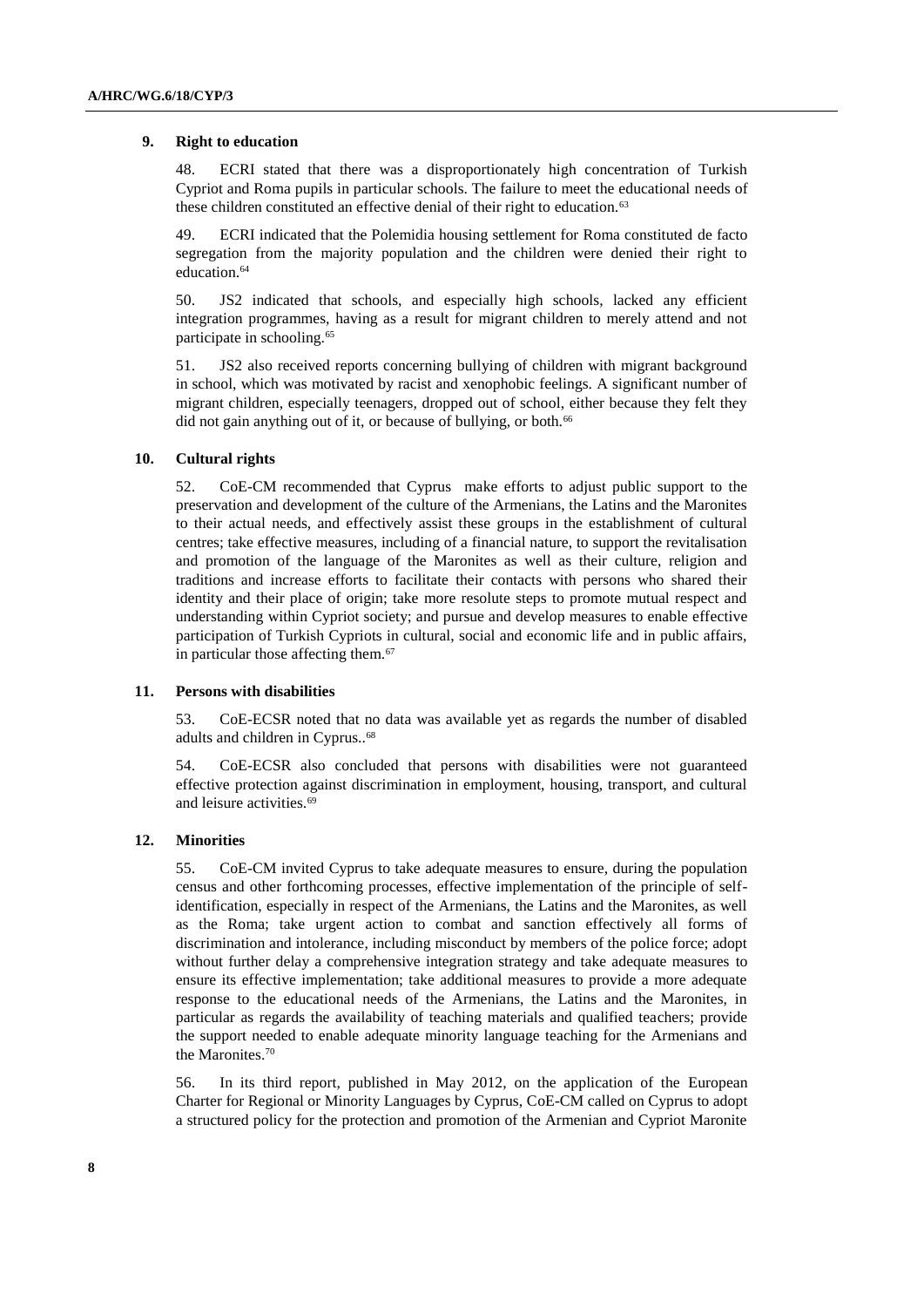### 9. Right to education

48. ECRI stated that there was a disproportionately high concentration of Turkish Cypriot and Roma pupils in particular schools. The failure to meet the educational needs of these children constituted an effective denial of their right to education.[63]

49. ECRI indicated that the Polemidia housing settlement for Roma constituted de facto segregation from the majority population and the children were denied their right to education.[64]

50. JS2 indicated that schools, and especially high schools, lacked any efficient integration programmes, having as a result for migrant children to merely attend and not participate in schooling.[65]

51. JS2 also received reports concerning bullying of children with migrant background in school, which was motivated by racist and xenophobic feelings. A significant number of migrant children, especially teenagers, dropped out of school, either because they felt they did not gain anything out of it, or because of bullying, or both.[66]

### 10. Cultural rights

52. CoE-CM recommended that Cyprus make efforts to adjust public support to the preservation and development of the culture of the Armenians, the Latins and the Maronites to their actual needs, and effectively assist these groups in the establishment of cultural centres; take effective measures, including of a financial nature, to support the revitalisation and promotion of the language of the Maronites as well as their culture, religion and traditions and increase efforts to facilitate their contacts with persons who shared their identity and their place of origin; take more resolute steps to promote mutual respect and understanding within Cypriot society; and pursue and develop measures to enable effective participation of Turkish Cypriots in cultural, social and economic life and in public affairs, in particular those affecting them.[67]

### 11. Persons with disabilities

53. CoE-ECSR noted that no data was available yet as regards the number of disabled adults and children in Cyprus..[68]

54. CoE-ECSR also concluded that persons with disabilities were not guaranteed effective protection against discrimination in employment, housing, transport, and cultural and leisure activities.[69]

### 12. Minorities

55. CoE-CM invited Cyprus to take adequate measures to ensure, during the population census and other forthcoming processes, effective implementation of the principle of self-identification, especially in respect of the Armenians, the Latins and the Maronites, as well as the Roma; take urgent action to combat and sanction effectively all forms of discrimination and intolerance, including misconduct by members of the police force; adopt without further delay a comprehensive integration strategy and take adequate measures to ensure its effective implementation; take additional measures to provide a more adequate response to the educational needs of the Armenians, the Latins and the Maronites, in particular as regards the availability of teaching materials and qualified teachers; provide the support needed to enable adequate minority language teaching for the Armenians and the Maronites.[70]

56. In its third report, published in May 2012, on the application of the European Charter for Regional or Minority Languages by Cyprus, CoE-CM called on Cyprus to adopt a structured policy for the protection and promotion of the Armenian and Cypriot Maronite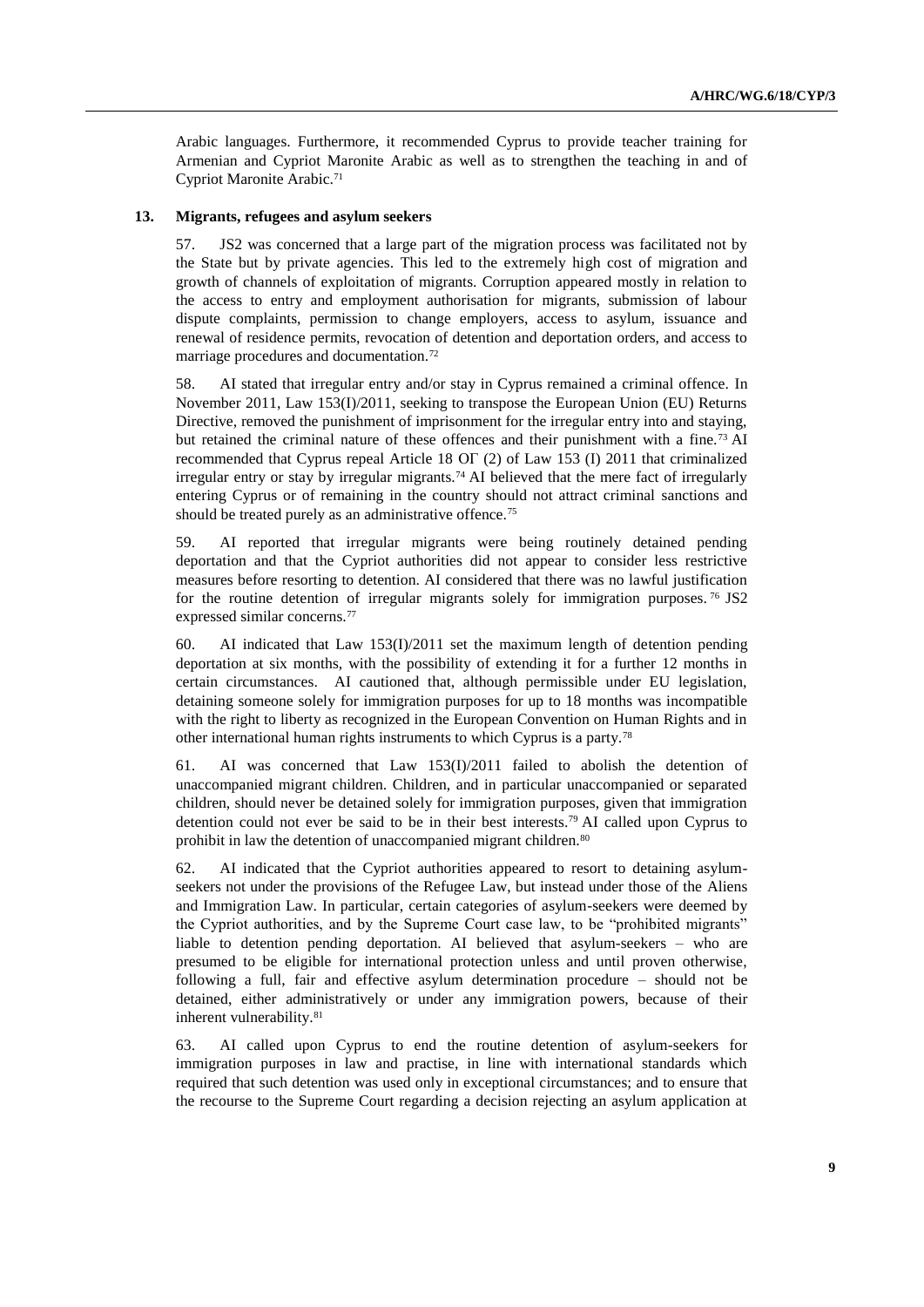Arabic languages. Furthermore, it recommended Cyprus to provide teacher training for Armenian and Cypriot Maronite Arabic as well as to strengthen the teaching in and of Cypriot Maronite Arabic.[71]

### 13. Migrants, refugees and asylum seekers

57. JS2 was concerned that a large part of the migration process was facilitated not by the State but by private agencies. This led to the extremely high cost of migration and growth of channels of exploitation of migrants. Corruption appeared mostly in relation to the access to entry and employment authorisation for migrants, submission of labour dispute complaints, permission to change employers, access to asylum, issuance and renewal of residence permits, revocation of detention and deportation orders, and access to marriage procedures and documentation.[72]

58. AI stated that irregular entry and/or stay in Cyprus remained a criminal offence. In November 2011, Law 153(I)/2011, seeking to transpose the European Union (EU) Returns Directive, removed the punishment of imprisonment for the irregular entry into and staying, but retained the criminal nature of these offences and their punishment with a fine.[73] AI recommended that Cyprus repeal Article 18 ΟΓ (2) of Law 153 (I) 2011 that criminalized irregular entry or stay by irregular migrants.[74] AI believed that the mere fact of irregularly entering Cyprus or of remaining in the country should not attract criminal sanctions and should be treated purely as an administrative offence.[75]

59. AI reported that irregular migrants were being routinely detained pending deportation and that the Cypriot authorities did not appear to consider less restrictive measures before resorting to detention. AI considered that there was no lawful justification for the routine detention of irregular migrants solely for immigration purposes.[76] JS2 expressed similar concerns.[77]

60. AI indicated that Law 153(I)/2011 set the maximum length of detention pending deportation at six months, with the possibility of extending it for a further 12 months in certain circumstances. AI cautioned that, although permissible under EU legislation, detaining someone solely for immigration purposes for up to 18 months was incompatible with the right to liberty as recognized in the European Convention on Human Rights and in other international human rights instruments to which Cyprus is a party.[78]

61. AI was concerned that Law 153(I)/2011 failed to abolish the detention of unaccompanied migrant children. Children, and in particular unaccompanied or separated children, should never be detained solely for immigration purposes, given that immigration detention could not ever be said to be in their best interests.[79] AI called upon Cyprus to prohibit in law the detention of unaccompanied migrant children.[80]

62. AI indicated that the Cypriot authorities appeared to resort to detaining asylum-seekers not under the provisions of the Refugee Law, but instead under those of the Aliens and Immigration Law. In particular, certain categories of asylum-seekers were deemed by the Cypriot authorities, and by the Supreme Court case law, to be "prohibited migrants" liable to detention pending deportation. AI believed that asylum-seekers – who are presumed to be eligible for international protection unless and until proven otherwise, following a full, fair and effective asylum determination procedure – should not be detained, either administratively or under any immigration powers, because of their inherent vulnerability.[81]

63. AI called upon Cyprus to end the routine detention of asylum-seekers for immigration purposes in law and practise, in line with international standards which required that such detention was used only in exceptional circumstances; and to ensure that the recourse to the Supreme Court regarding a decision rejecting an asylum application at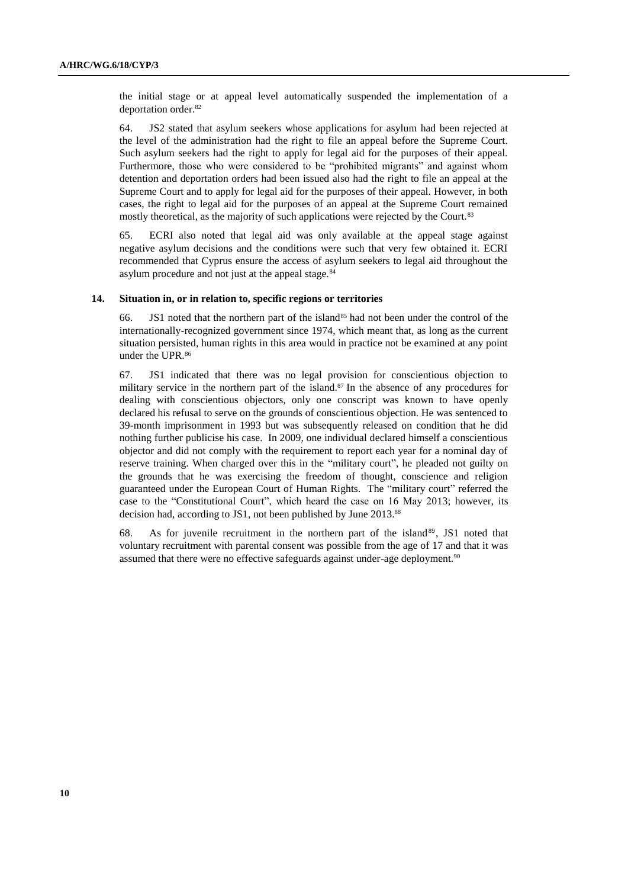the initial stage or at appeal level automatically suspended the implementation of a deportation order.[82]

64. JS2 stated that asylum seekers whose applications for asylum had been rejected at the level of the administration had the right to file an appeal before the Supreme Court. Such asylum seekers had the right to apply for legal aid for the purposes of their appeal. Furthermore, those who were considered to be "prohibited migrants" and against whom detention and deportation orders had been issued also had the right to file an appeal at the Supreme Court and to apply for legal aid for the purposes of their appeal. However, in both cases, the right to legal aid for the purposes of an appeal at the Supreme Court remained mostly theoretical, as the majority of such applications were rejected by the Court.[83]

65. ECRI also noted that legal aid was only available at the appeal stage against negative asylum decisions and the conditions were such that very few obtained it. ECRI recommended that Cyprus ensure the access of asylum seekers to legal aid throughout the asylum procedure and not just at the appeal stage.[84]

### 14. Situation in, or in relation to, specific regions or territories

66. JS1 noted that the northern part of the island[85] had not been under the control of the internationally-recognized government since 1974, which meant that, as long as the current situation persisted, human rights in this area would in practice not be examined at any point under the UPR.[86]

67. JS1 indicated that there was no legal provision for conscientious objection to military service in the northern part of the island.[87] In the absence of any procedures for dealing with conscientious objectors, only one conscript was known to have openly declared his refusal to serve on the grounds of conscientious objection. He was sentenced to 39-month imprisonment in 1993 but was subsequently released on condition that he did nothing further publicise his case. In 2009, one individual declared himself a conscientious objector and did not comply with the requirement to report each year for a nominal day of reserve training. When charged over this in the "military court", he pleaded not guilty on the grounds that he was exercising the freedom of thought, conscience and religion guaranteed under the European Court of Human Rights. The "military court" referred the case to the "Constitutional Court", which heard the case on 16 May 2013; however, its decision had, according to JS1, not been published by June 2013.[88]

68. As for juvenile recruitment in the northern part of the island[89], JS1 noted that voluntary recruitment with parental consent was possible from the age of 17 and that it was assumed that there were no effective safeguards against under-age deployment.[90]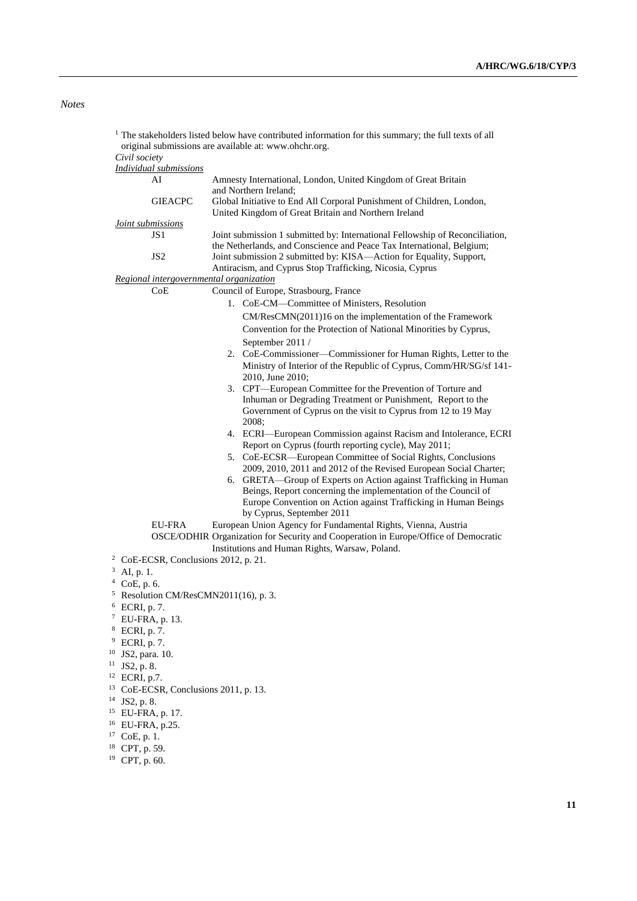*Notes*

[1] The stakeholders listed below have contributed information for this summary; the full texts of all original submissions are available at: www.ohchr.org.

*Civil society*

*Individual submissions*

| | |
|---|---|
| AI | Amnesty International, London, United Kingdom of Great Britain and Northern Ireland; |
| GIEACPC | Global Initiative to End All Corporal Punishment of Children, London, United Kingdom of Great Britain and Northern Ireland |

*Joint submissions*

| | |
|---|---|
| JS1 | Joint submission 1 submitted by: International Fellowship of Reconciliation, the Netherlands, and Conscience and Peace Tax International, Belgium; |
| JS2 | Joint submission 2 submitted by: KISA—Action for Equality, Support, Antiracism, and Cyprus Stop Trafficking, Nicosia, Cyprus |

*Regional intergovernmental organization*

CoE — Council of Europe, Strasbourg, France

1. CoE-CM—Committee of Ministers, Resolution CM/ResCMN(2011)16 on the implementation of the Framework Convention for the Protection of National Minorities by Cyprus, September 2011 /
2. CoE-Commissioner—Commissioner for Human Rights, Letter to the Ministry of Interior of the Republic of Cyprus, Comm/HR/SG/sf 141-2010, June 2010;
3. CPT—European Committee for the Prevention of Torture and Inhuman or Degrading Treatment or Punishment, Report to the Government of Cyprus on the visit to Cyprus from 12 to 19 May 2008;
4. ECRI—European Commission against Racism and Intolerance, ECRI Report on Cyprus (fourth reporting cycle), May 2011;
5. CoE-ECSR—European Committee of Social Rights, Conclusions 2009, 2010, 2011 and 2012 of the Revised European Social Charter;
6. GRETA—Group of Experts on Action against Trafficking in Human Beings, Report concerning the implementation of the Council of Europe Convention on Action against Trafficking in Human Beings by Cyprus, September 2011

| | |
|---|---|
| EU-FRA | European Union Agency for Fundamental Rights, Vienna, Austria |
| OSCE/ODHIR | Organization for Security and Cooperation in Europe/Office of Democratic Institutions and Human Rights, Warsaw, Poland. |

[2] CoE-ECSR, Conclusions 2012, p. 21.

[3] AI, p. 1.

[4] CoE, p. 6.

[5] Resolution CM/ResCMN2011(16), p. 3.

[6] ECRI, p. 7.

[7] EU-FRA, p. 13.

[8] ECRI, p. 7.

[9] ECRI, p. 7.

[10] JS2, para. 10.

[11] JS2, p. 8.

[12] ECRI, p.7.

[13] CoE-ECSR, Conclusions 2011, p. 13.

[14] JS2, p. 8.

[15] EU-FRA, p. 17.

[16] EU-FRA, p.25.

[17] CoE, p. 1.

[18] CPT, p. 59.

[19] CPT, p. 60.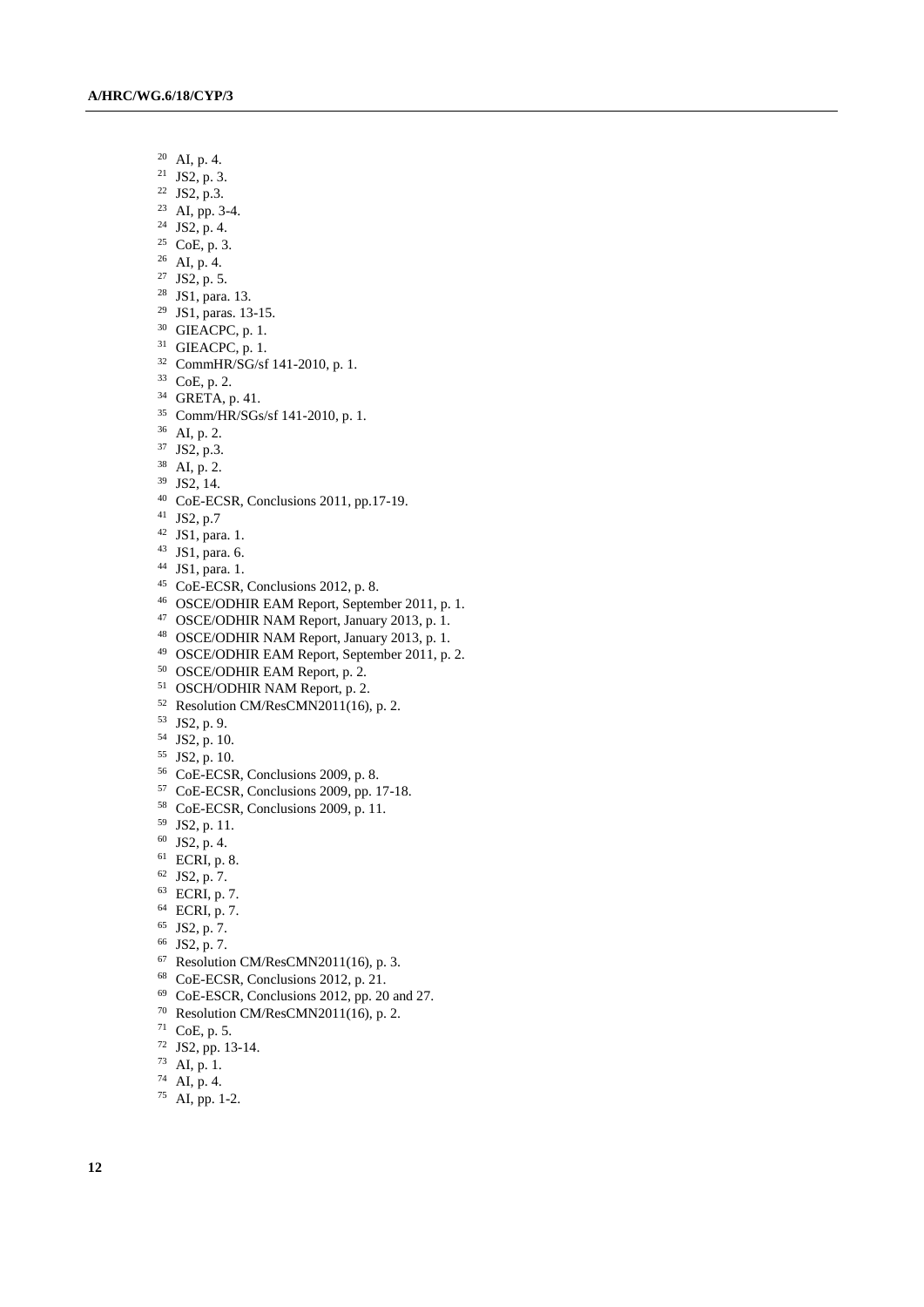[20] AI, p. 4.
[21] JS2, p. 3.
[22] JS2, p.3.
[23] AI, pp. 3-4.
[24] JS2, p. 4.
[25] CoE, p. 3.
[26] AI, p. 4.
[27] JS2, p. 5.
[28] JS1, para. 13.
[29] JS1, paras. 13-15.
[30] GIEACPC, p. 1.
[31] GIEACPC, p. 1.
[32] CommHR/SG/sf 141-2010, p. 1.
[33] CoE, p. 2.
[34] GRETA, p. 41.
[35] Comm/HR/SGs/sf 141-2010, p. 1.
[36] AI, p. 2.
[37] JS2, p.3.
[38] AI, p. 2.
[39] JS2, 14.
[40] CoE-ECSR, Conclusions 2011, pp.17-19.
[41] JS2, p.7
[42] JS1, para. 1.
[43] JS1, para. 6.
[44] JS1, para. 1.
[45] CoE-ECSR, Conclusions 2012, p. 8.
[46] OSCE/ODHIR EAM Report, September 2011, p. 1.
[47] OSCE/ODHIR NAM Report, January 2013, p. 1.
[48] OSCE/ODHIR NAM Report, January 2013, p. 1.
[49] OSCE/ODHIR EAM Report, September 2011, p. 2.
[50] OSCE/ODHIR EAM Report, p. 2.
[51] OSCH/ODHIR NAM Report, p. 2.
[52] Resolution CM/ResCMN2011(16), p. 2.
[53] JS2, p. 9.
[54] JS2, p. 10.
[55] JS2, p. 10.
[56] CoE-ECSR, Conclusions 2009, p. 8.
[57] CoE-ECSR, Conclusions 2009, pp. 17-18.
[58] CoE-ECSR, Conclusions 2009, p. 11.
[59] JS2, p. 11.
[60] JS2, p. 4.
[61] ECRI, p. 8.
[62] JS2, p. 7.
[63] ECRI, p. 7.
[64] ECRI, p. 7.
[65] JS2, p. 7.
[66] JS2, p. 7.
[67] Resolution CM/ResCMN2011(16), p. 3.
[68] CoE-ECSR, Conclusions 2012, p. 21.
[69] CoE-ESCR, Conclusions 2012, pp. 20 and 27.
[70] Resolution CM/ResCMN2011(16), p. 2.
[71] CoE, p. 5.
[72] JS2, pp. 13-14.
[73] AI, p. 1.
[74] AI, p. 4.
[75] AI, pp. 1-2.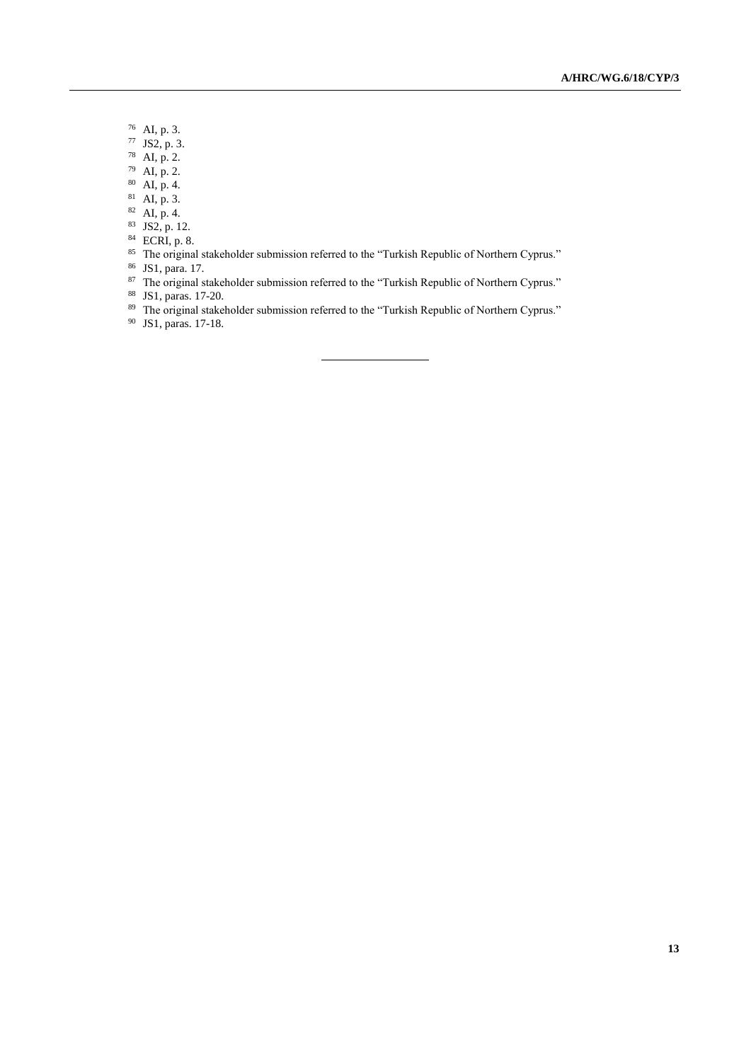[76] AI, p. 3.
[77] JS2, p. 3.
[78] AI, p. 2.
[79] AI, p. 2.
[80] AI, p. 4.
[81] AI, p. 3.
[82] AI, p. 4.
[83] JS2, p. 12.
[84] ECRI, p. 8.
[85] The original stakeholder submission referred to the "Turkish Republic of Northern Cyprus."
[86] JS1, para. 17.
[87] The original stakeholder submission referred to the "Turkish Republic of Northern Cyprus."
[88] JS1, paras. 17-20.
[89] The original stakeholder submission referred to the "Turkish Republic of Northern Cyprus."
[90] JS1, paras. 17-18.